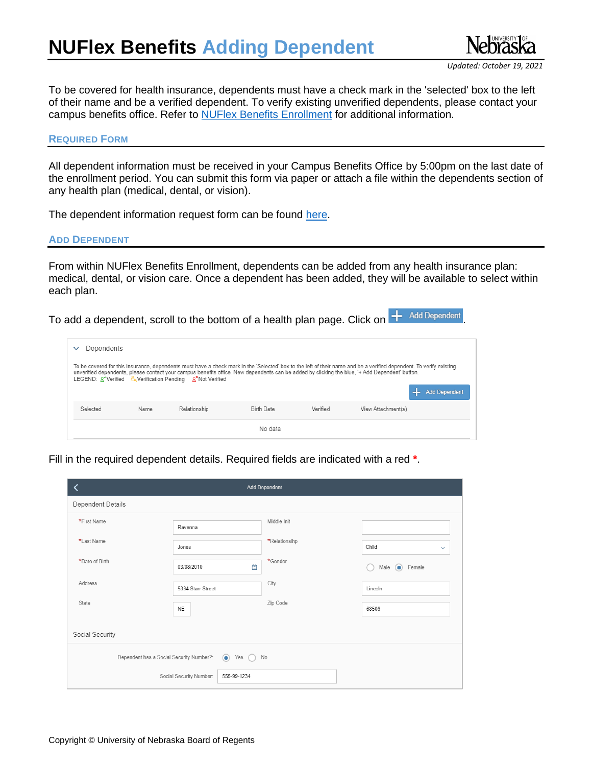# NUFlex Benefits Adding Dependent

*Updated: October 19, 2021*

To be covered for health insurance, dependents must have a check mark in the 'selected' box to the left of their name and be a verified dependent. To verify existing unverified dependents, please contact your campus benefits office. Refer to [NUFlex Benefits Enrollment]() for additional information.

## Required Form

All dependent information must be received in your Campus Benefits Office by 5:00pm on the last date of the enrollment period. You can submit this form via paper or attach a file within the dependents section of any health plan (medical, dental, or vision).

The dependent information request form can be found [here]().

## Add Dependent

From within NUFlex Benefits Enrollment, dependents can be added from any health insurance plan: medical, dental, or vision care. Once a dependent has been added, they will be available to select within each plan.

To add a dependent, scroll to the bottom of a health plan page. Click on **+ Add Dependent**.

Fill in the required dependent details. Required fields are indicated with a red *.

Copyright © University of Nebraska Board of Regents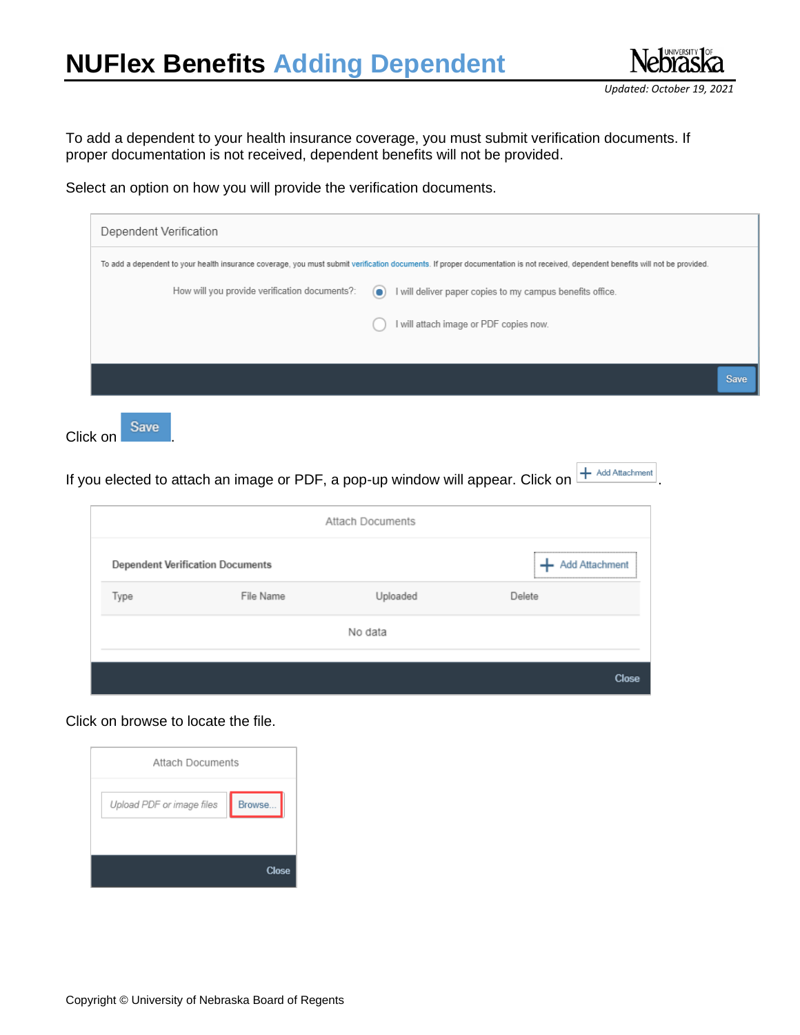To add a dependent to your health insurance coverage, you must submit verification documents. If proper documentation is not received, dependent benefits will not be provided.

Select an option on how you will provide the verification documents.

Dependent Verification

To add a dependent to your health insurance coverage, you must submit verification documents. If proper documentation is not received, dependent benefits will not be provided.

How will you provide verification documents?: 
- I will deliver paper copies to my campus benefits office.
- I will attach image or PDF copies now.

Save

Click on Save.

If you elected to attach an image or PDF, a pop-up window will appear. Click on Add Attachment.

Attach Documents

Dependent Verification Documents — Add Attachment

| Type | File Name | Uploaded | Delete |
|---|---|---|---|
| | No data | | |

Close

Click on browse to locate the file.

Attach Documents

Upload PDF or image files — Browse...

Close

Copyright © University of Nebraska Board of Regents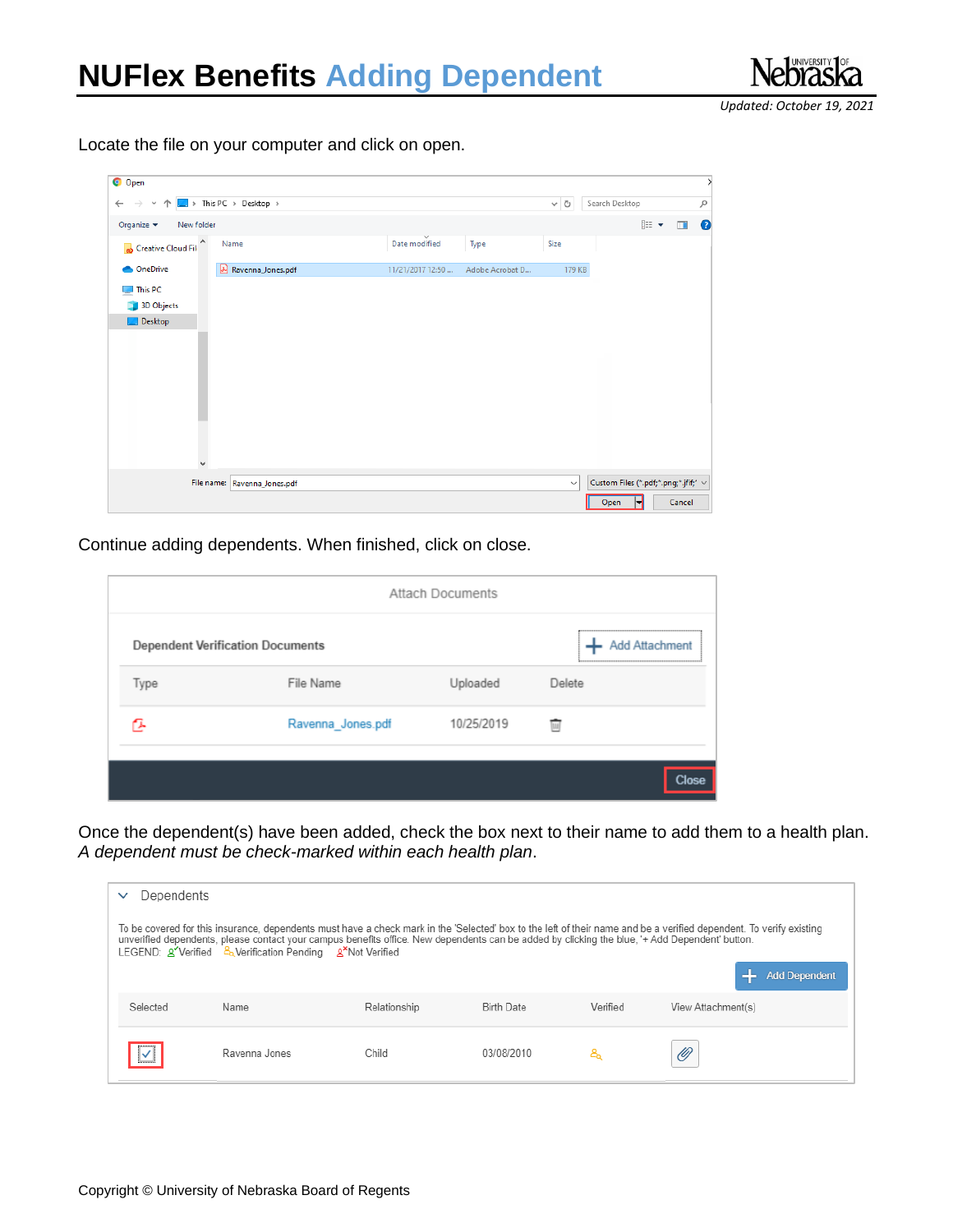Locate the file on your computer and click on open.

Continue adding dependents. When finished, click on close.

Once the dependent(s) have been added, check the box next to their name to add them to a health plan. *A dependent must be check-marked within each health plan*.

Copyright © University of Nebraska Board of Regents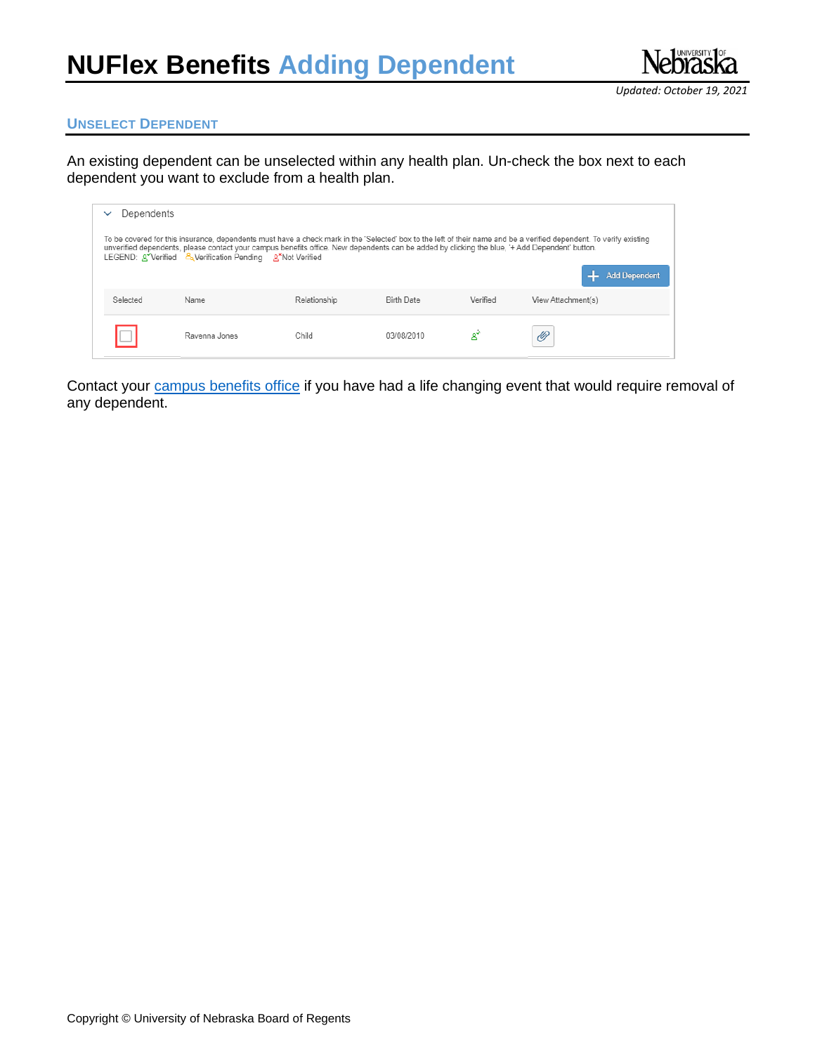## UNSELECT DEPENDENT

An existing dependent can be unselected within any health plan. Un-check the box next to each dependent you want to exclude from a health plan.

Dependents

To be covered for this insurance, dependents must have a check mark in the 'Selected' box to the left of their name and be a verified dependent. To verify existing unverified dependents, please contact your campus benefits office. New dependents can be added by clicking the blue, '+ Add Dependent' button.

LEGEND: Verified Verification Pending Not Verified

+ Add Dependent

| Selected | Name | Relationship | Birth Date | Verified | View Attachment(s) |
|---|---|---|---|---|---|
| ☐ | Ravenna Jones | Child | 03/08/2010 | | |

Contact your campus benefits office if you have had a life changing event that would require removal of any dependent.